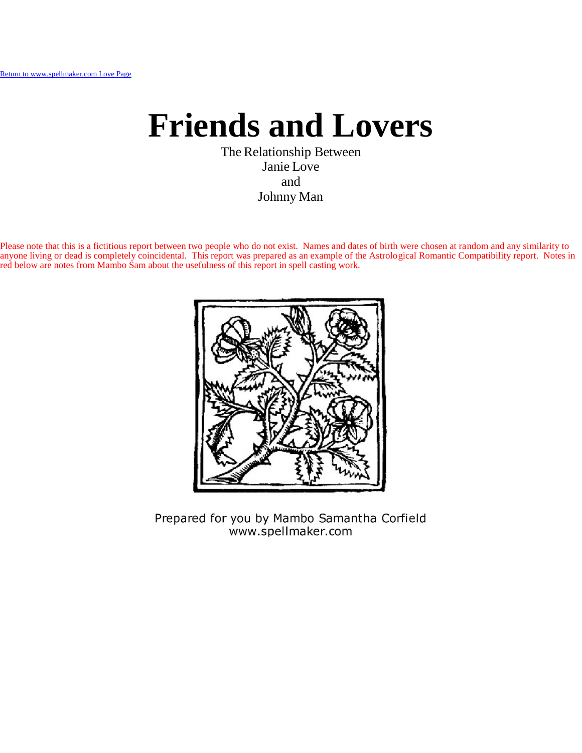Return to www.spellmaker.com Love Page

# Friends and Lovers

The Relationship Between
Janie Love
and
Johnny Man

Please note that this is a fictitious report between two people who do not exist. Names and dates of birth were chosen at random and any similarity to anyone living or dead is completely coincidental. This report was prepared as an example of the Astrological Romantic Compatibility report. Notes in red below are notes from Mambo Sam about the usefulness of this report in spell casting work.

Prepared for you by Mambo Samantha Corfield
www.spellmaker.com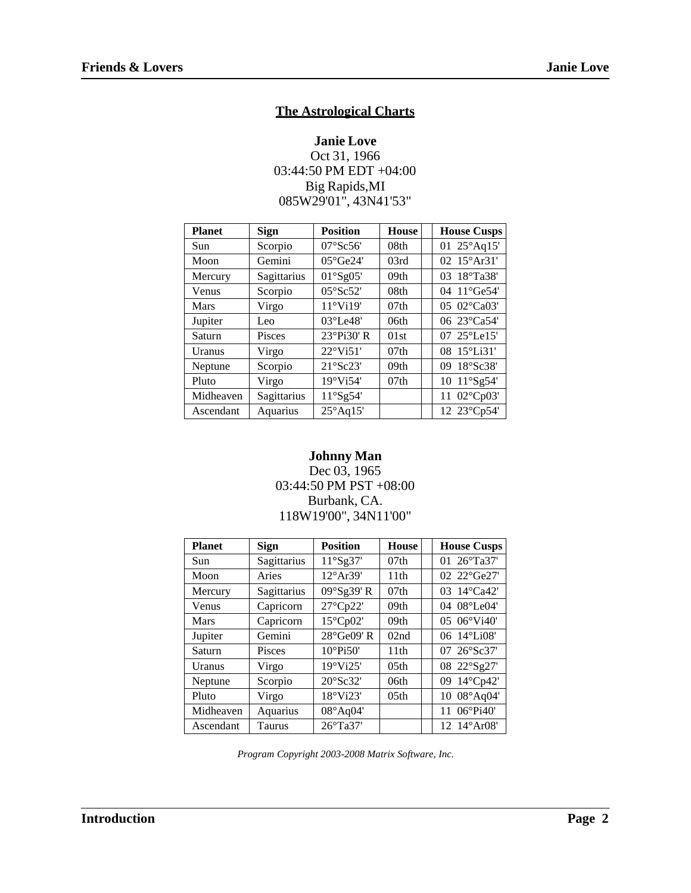## The Astrological Charts

**Janie Love**
Oct 31, 1966
03:44:50 PM EDT +04:00
Big Rapids,MI
085W29'01", 43N41'53"

| Planet | Sign | Position | House | | House Cusps |
|---|---|---|---|---|---|
| Sun | Scorpio | 07°Sc56' | 08th | | 01 25°Aq15' |
| Moon | Gemini | 05°Ge24' | 03rd | | 02 15°Ar31' |
| Mercury | Sagittarius | 01°Sg05' | 09th | | 03 18°Ta38' |
| Venus | Scorpio | 05°Sc52' | 08th | | 04 11°Ge54' |
| Mars | Virgo | 11°Vi19' | 07th | | 05 02°Ca03' |
| Jupiter | Leo | 03°Le48' | 06th | | 06 23°Ca54' |
| Saturn | Pisces | 23°Pi30' R | 01st | | 07 25°Le15' |
| Uranus | Virgo | 22°Vi51' | 07th | | 08 15°Li31' |
| Neptune | Scorpio | 21°Sc23' | 09th | | 09 18°Sc38' |
| Pluto | Virgo | 19°Vi54' | 07th | | 10 11°Sg54' |
| Midheaven | Sagittarius | 11°Sg54' | | | 11 02°Cp03' |
| Ascendant | Aquarius | 25°Aq15' | | | 12 23°Cp54' |

**Johnny Man**
Dec 03, 1965
03:44:50 PM PST +08:00
Burbank, CA.
118W19'00", 34N11'00"

| Planet | Sign | Position | House | | House Cusps |
|---|---|---|---|---|---|
| Sun | Sagittarius | 11°Sg37' | 07th | | 01 26°Ta37' |
| Moon | Aries | 12°Ar39' | 11th | | 02 22°Ge27' |
| Mercury | Sagittarius | 09°Sg39' R | 07th | | 03 14°Ca42' |
| Venus | Capricorn | 27°Cp22' | 09th | | 04 08°Le04' |
| Mars | Capricorn | 15°Cp02' | 09th | | 05 06°Vi40' |
| Jupiter | Gemini | 28°Ge09' R | 02nd | | 06 14°Li08' |
| Saturn | Pisces | 10°Pi50' | 11th | | 07 26°Sc37' |
| Uranus | Virgo | 19°Vi25' | 05th | | 08 22°Sg27' |
| Neptune | Scorpio | 20°Sc32' | 06th | | 09 14°Cp42' |
| Pluto | Virgo | 18°Vi23' | 05th | | 10 08°Aq04' |
| Midheaven | Aquarius | 08°Aq04' | | | 11 06°Pi40' |
| Ascendant | Taurus | 26°Ta37' | | | 12 14°Ar08' |

*Program Copyright 2003-2008 Matrix Software, Inc.*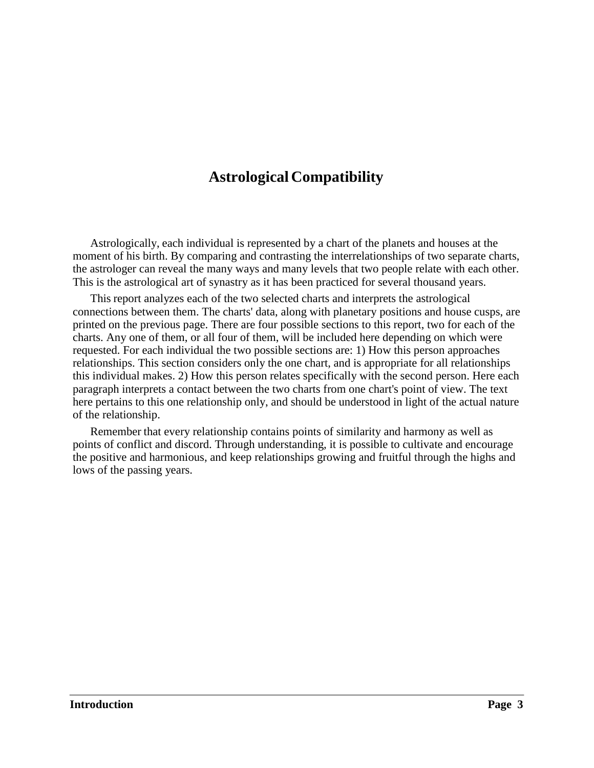# Astrological Compatibility

Astrologically, each individual is represented by a chart of the planets and houses at the moment of his birth. By comparing and contrasting the interrelationships of two separate charts, the astrologer can reveal the many ways and many levels that two people relate with each other. This is the astrological art of synastry as it has been practiced for several thousand years.

This report analyzes each of the two selected charts and interprets the astrological connections between them. The charts' data, along with planetary positions and house cusps, are printed on the previous page. There are four possible sections to this report, two for each of the charts. Any one of them, or all four of them, will be included here depending on which were requested. For each individual the two possible sections are: 1) How this person approaches relationships. This section considers only the one chart, and is appropriate for all relationships this individual makes. 2) How this person relates specifically with the second person. Here each paragraph interprets a contact between the two charts from one chart's point of view. The text here pertains to this one relationship only, and should be understood in light of the actual nature of the relationship.

Remember that every relationship contains points of similarity and harmony as well as points of conflict and discord. Through understanding, it is possible to cultivate and encourage the positive and harmonious, and keep relationships growing and fruitful through the highs and lows of the passing years.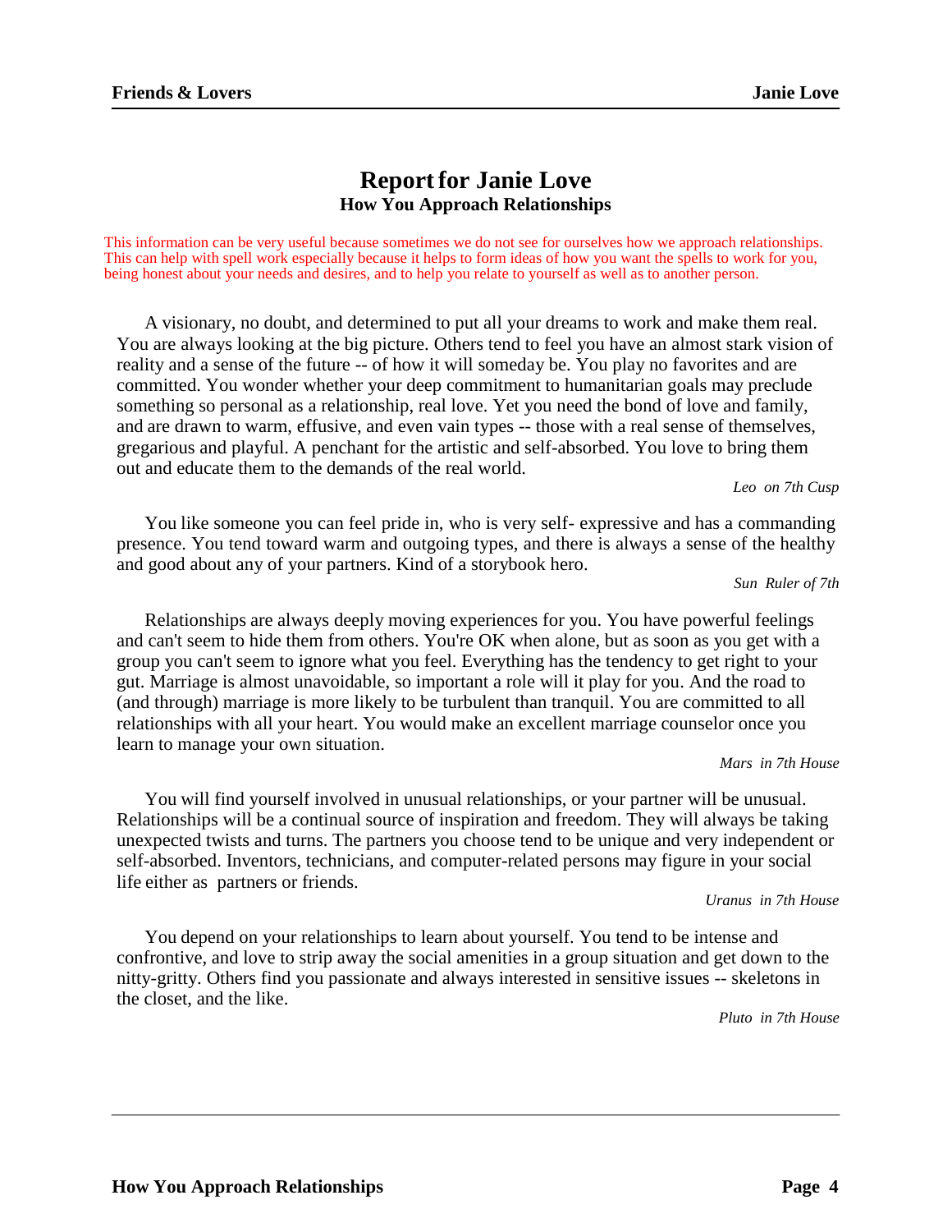# Report for Janie Love

## How You Approach Relationships

This information can be very useful because sometimes we do not see for ourselves how we approach relationships. This can help with spell work especially because it helps to form ideas of how you want the spells to work for you, being honest about your needs and desires, and to help you relate to yourself as well as to another person.

A visionary, no doubt, and determined to put all your dreams to work and make them real. You are always looking at the big picture. Others tend to feel you have an almost stark vision of reality and a sense of the future -- of how it will someday be. You play no favorites and are committed. You wonder whether your deep commitment to humanitarian goals may preclude something so personal as a relationship, real love. Yet you need the bond of love and family, and are drawn to warm, effusive, and even vain types -- those with a real sense of themselves, gregarious and playful. A penchant for the artistic and self-absorbed. You love to bring them out and educate them to the demands of the real world.

*Leo on 7th Cusp*

You like someone you can feel pride in, who is very self- expressive and has a commanding presence. You tend toward warm and outgoing types, and there is always a sense of the healthy and good about any of your partners. Kind of a storybook hero.

*Sun Ruler of 7th*

Relationships are always deeply moving experiences for you. You have powerful feelings and can't seem to hide them from others. You're OK when alone, but as soon as you get with a group you can't seem to ignore what you feel. Everything has the tendency to get right to your gut. Marriage is almost unavoidable, so important a role will it play for you. And the road to (and through) marriage is more likely to be turbulent than tranquil. You are committed to all relationships with all your heart. You would make an excellent marriage counselor once you learn to manage your own situation.

*Mars in 7th House*

You will find yourself involved in unusual relationships, or your partner will be unusual. Relationships will be a continual source of inspiration and freedom. They will always be taking unexpected twists and turns. The partners you choose tend to be unique and very independent or self-absorbed. Inventors, technicians, and computer-related persons may figure in your social life either as partners or friends.

*Uranus in 7th House*

You depend on your relationships to learn about yourself. You tend to be intense and confrontive, and love to strip away the social amenities in a group situation and get down to the nitty-gritty. Others find you passionate and always interested in sensitive issues -- skeletons in the closet, and the like.

*Pluto in 7th House*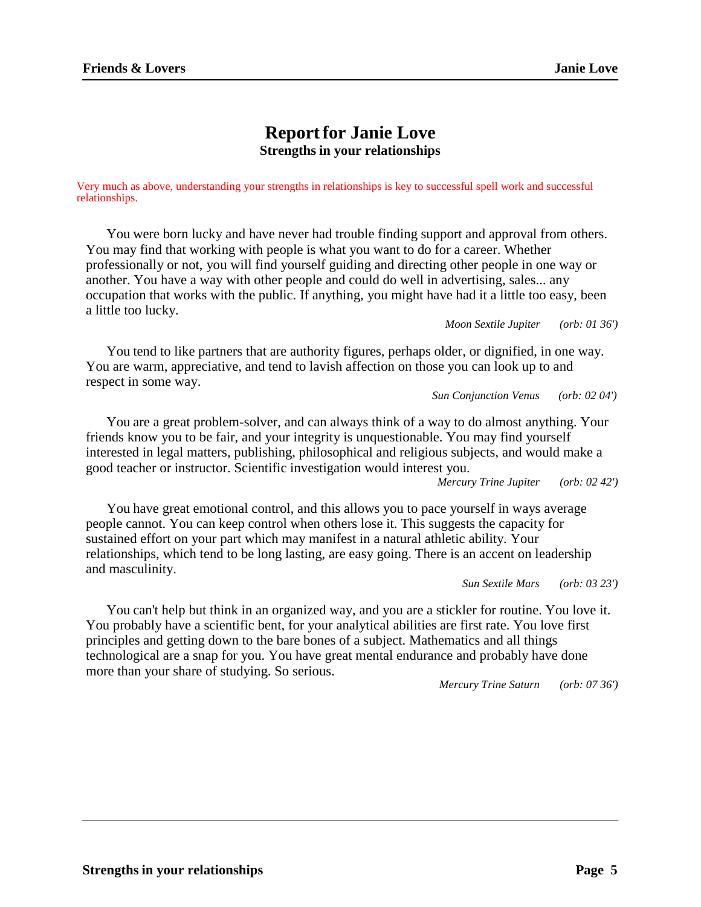# Report for Janie Love
## Strengths in your relationships

Very much as above, understanding your strengths in relationships is key to successful spell work and successful relationships.

You were born lucky and have never had trouble finding support and approval from others. You may find that working with people is what you want to do for a career. Whether professionally or not, you will find yourself guiding and directing other people in one way or another. You have a way with other people and could do well in advertising, sales... any occupation that works with the public. If anything, you might have had it a little too easy, been a little too lucky.

*Moon Sextile Jupiter (orb: 01 36')*

You tend to like partners that are authority figures, perhaps older, or dignified, in one way. You are warm, appreciative, and tend to lavish affection on those you can look up to and respect in some way.

*Sun Conjunction Venus (orb: 02 04')*

You are a great problem-solver, and can always think of a way to do almost anything. Your friends know you to be fair, and your integrity is unquestionable. You may find yourself interested in legal matters, publishing, philosophical and religious subjects, and would make a good teacher or instructor. Scientific investigation would interest you.

*Mercury Trine Jupiter (orb: 02 42')*

You have great emotional control, and this allows you to pace yourself in ways average people cannot. You can keep control when others lose it. This suggests the capacity for sustained effort on your part which may manifest in a natural athletic ability. Your relationships, which tend to be long lasting, are easy going. There is an accent on leadership and masculinity.

*Sun Sextile Mars (orb: 03 23')*

You can't help but think in an organized way, and you are a stickler for routine. You love it. You probably have a scientific bent, for your analytical abilities are first rate. You love first principles and getting down to the bare bones of a subject. Mathematics and all things technological are a snap for you. You have great mental endurance and probably have done more than your share of studying. So serious.

*Mercury Trine Saturn (orb: 07 36')*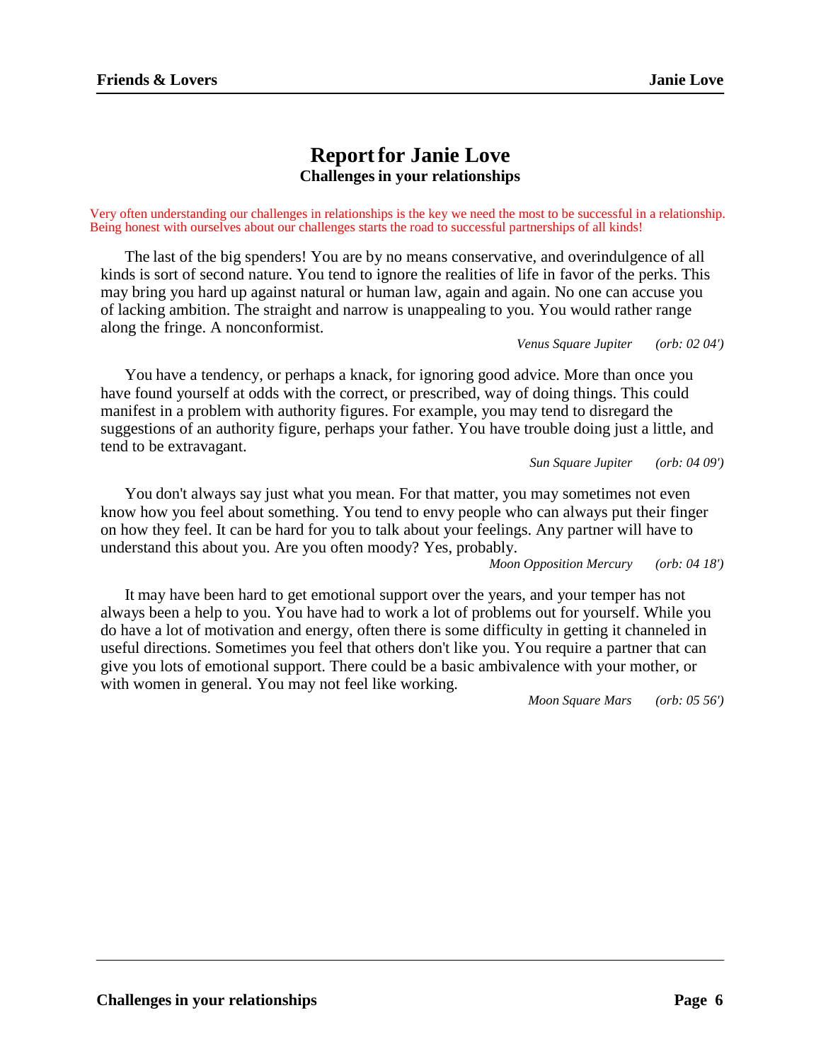# Report for Janie Love

## Challenges in your relationships

Very often understanding our challenges in relationships is the key we need the most to be successful in a relationship. Being honest with ourselves about our challenges starts the road to successful partnerships of all kinds!

The last of the big spenders! You are by no means conservative, and overindulgence of all kinds is sort of second nature. You tend to ignore the realities of life in favor of the perks. This may bring you hard up against natural or human law, again and again. No one can accuse you of lacking ambition. The straight and narrow is unappealing to you. You would rather range along the fringe. A nonconformist.

*Venus Square Jupiter (orb: 02 04')*

You have a tendency, or perhaps a knack, for ignoring good advice. More than once you have found yourself at odds with the correct, or prescribed, way of doing things. This could manifest in a problem with authority figures. For example, you may tend to disregard the suggestions of an authority figure, perhaps your father. You have trouble doing just a little, and tend to be extravagant.

*Sun Square Jupiter (orb: 04 09')*

You don't always say just what you mean. For that matter, you may sometimes not even know how you feel about something. You tend to envy people who can always put their finger on how they feel. It can be hard for you to talk about your feelings. Any partner will have to understand this about you. Are you often moody? Yes, probably.

*Moon Opposition Mercury (orb: 04 18')*

It may have been hard to get emotional support over the years, and your temper has not always been a help to you. You have had to work a lot of problems out for yourself. While you do have a lot of motivation and energy, often there is some difficulty in getting it channeled in useful directions. Sometimes you feel that others don't like you. You require a partner that can give you lots of emotional support. There could be a basic ambivalence with your mother, or with women in general. You may not feel like working.

*Moon Square Mars (orb: 05 56')*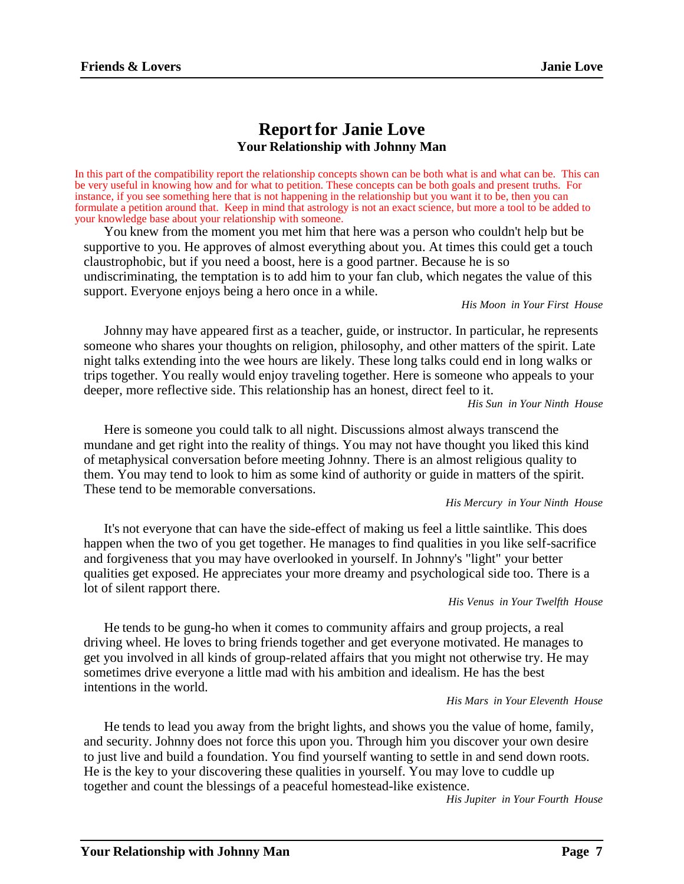# Report for Janie Love

## Your Relationship with Johnny Man

In this part of the compatibility report the relationship concepts shown can be both what is and what can be. This can be very useful in knowing how and for what to petition. These concepts can be both goals and present truths. For instance, if you see something here that is not happening in the relationship but you want it to be, then you can formulate a petition around that. Keep in mind that astrology is not an exact science, but more a tool to be added to your knowledge base about your relationship with someone.

You knew from the moment you met him that here was a person who couldn't help but be supportive to you. He approves of almost everything about you. At times this could get a touch claustrophobic, but if you need a boost, here is a good partner. Because he is so undiscriminating, the temptation is to add him to your fan club, which negates the value of this support. Everyone enjoys being a hero once in a while.

*His Moon in Your First House*

Johnny may have appeared first as a teacher, guide, or instructor. In particular, he represents someone who shares your thoughts on religion, philosophy, and other matters of the spirit. Late night talks extending into the wee hours are likely. These long talks could end in long walks or trips together. You really would enjoy traveling together. Here is someone who appeals to your deeper, more reflective side. This relationship has an honest, direct feel to it.

*His Sun in Your Ninth House*

Here is someone you could talk to all night. Discussions almost always transcend the mundane and get right into the reality of things. You may not have thought you liked this kind of metaphysical conversation before meeting Johnny. There is an almost religious quality to them. You may tend to look to him as some kind of authority or guide in matters of the spirit. These tend to be memorable conversations.

*His Mercury in Your Ninth House*

It's not everyone that can have the side-effect of making us feel a little saintlike. This does happen when the two of you get together. He manages to find qualities in you like self-sacrifice and forgiveness that you may have overlooked in yourself. In Johnny's "light" your better qualities get exposed. He appreciates your more dreamy and psychological side too. There is a lot of silent rapport there.

*His Venus in Your Twelfth House*

He tends to be gung-ho when it comes to community affairs and group projects, a real driving wheel. He loves to bring friends together and get everyone motivated. He manages to get you involved in all kinds of group-related affairs that you might not otherwise try. He may sometimes drive everyone a little mad with his ambition and idealism. He has the best intentions in the world.

*His Mars in Your Eleventh House*

He tends to lead you away from the bright lights, and shows you the value of home, family, and security. Johnny does not force this upon you. Through him you discover your own desire to just live and build a foundation. You find yourself wanting to settle in and send down roots. He is the key to your discovering these qualities in yourself. You may love to cuddle up together and count the blessings of a peaceful homestead-like existence.

*His Jupiter in Your Fourth House*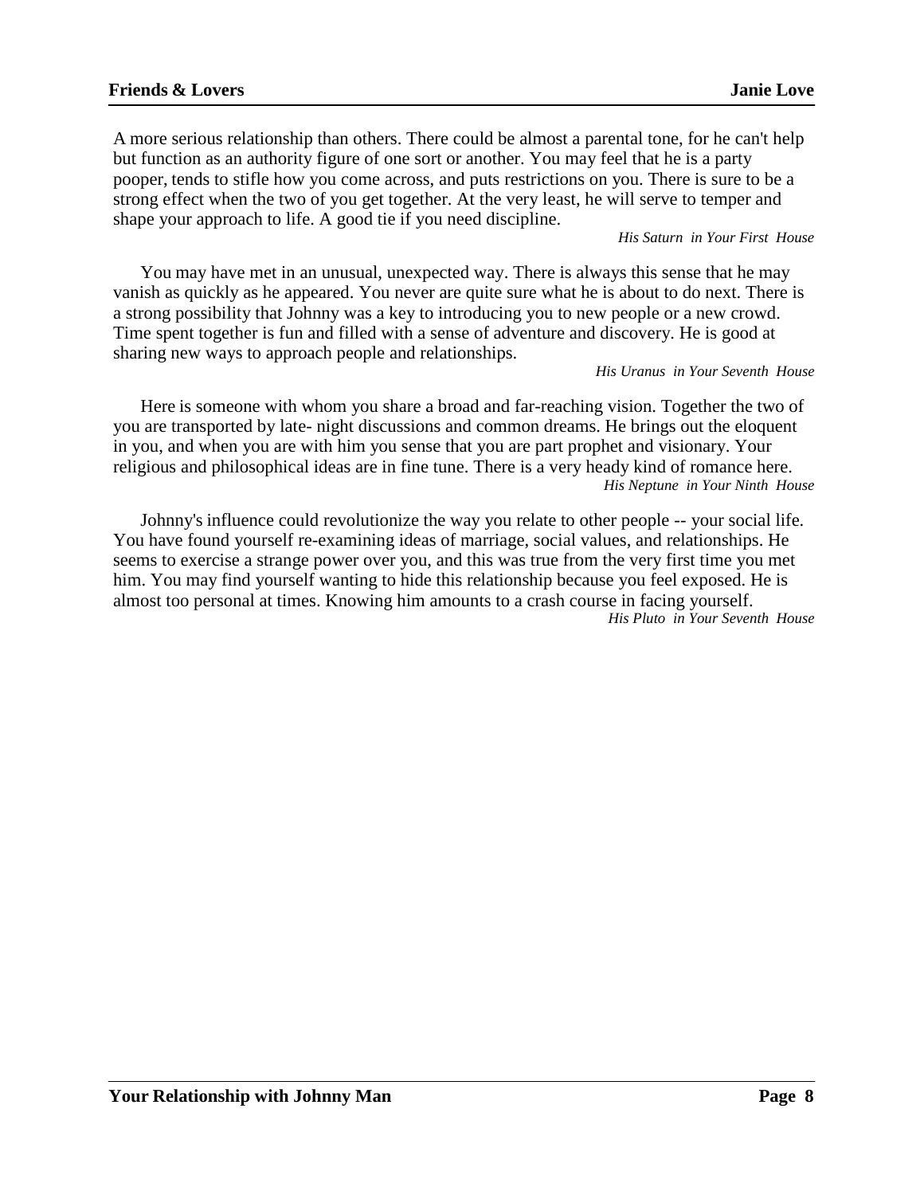A more serious relationship than others. There could be almost a parental tone, for he can't help but function as an authority figure of one sort or another. You may feel that he is a party pooper, tends to stifle how you come across, and puts restrictions on you. There is sure to be a strong effect when the two of you get together. At the very least, he will serve to temper and shape your approach to life. A good tie if you need discipline.

*His Saturn in Your First House*

You may have met in an unusual, unexpected way. There is always this sense that he may vanish as quickly as he appeared. You never are quite sure what he is about to do next. There is a strong possibility that Johnny was a key to introducing you to new people or a new crowd. Time spent together is fun and filled with a sense of adventure and discovery. He is good at sharing new ways to approach people and relationships.

*His Uranus in Your Seventh House*

Here is someone with whom you share a broad and far-reaching vision. Together the two of you are transported by late- night discussions and common dreams. He brings out the eloquent in you, and when you are with him you sense that you are part prophet and visionary. Your religious and philosophical ideas are in fine tune. There is a very heady kind of romance here.

*His Neptune in Your Ninth House*

Johnny's influence could revolutionize the way you relate to other people -- your social life. You have found yourself re-examining ideas of marriage, social values, and relationships. He seems to exercise a strange power over you, and this was true from the very first time you met him. You may find yourself wanting to hide this relationship because you feel exposed. He is almost too personal at times. Knowing him amounts to a crash course in facing yourself.

*His Pluto in Your Seventh House*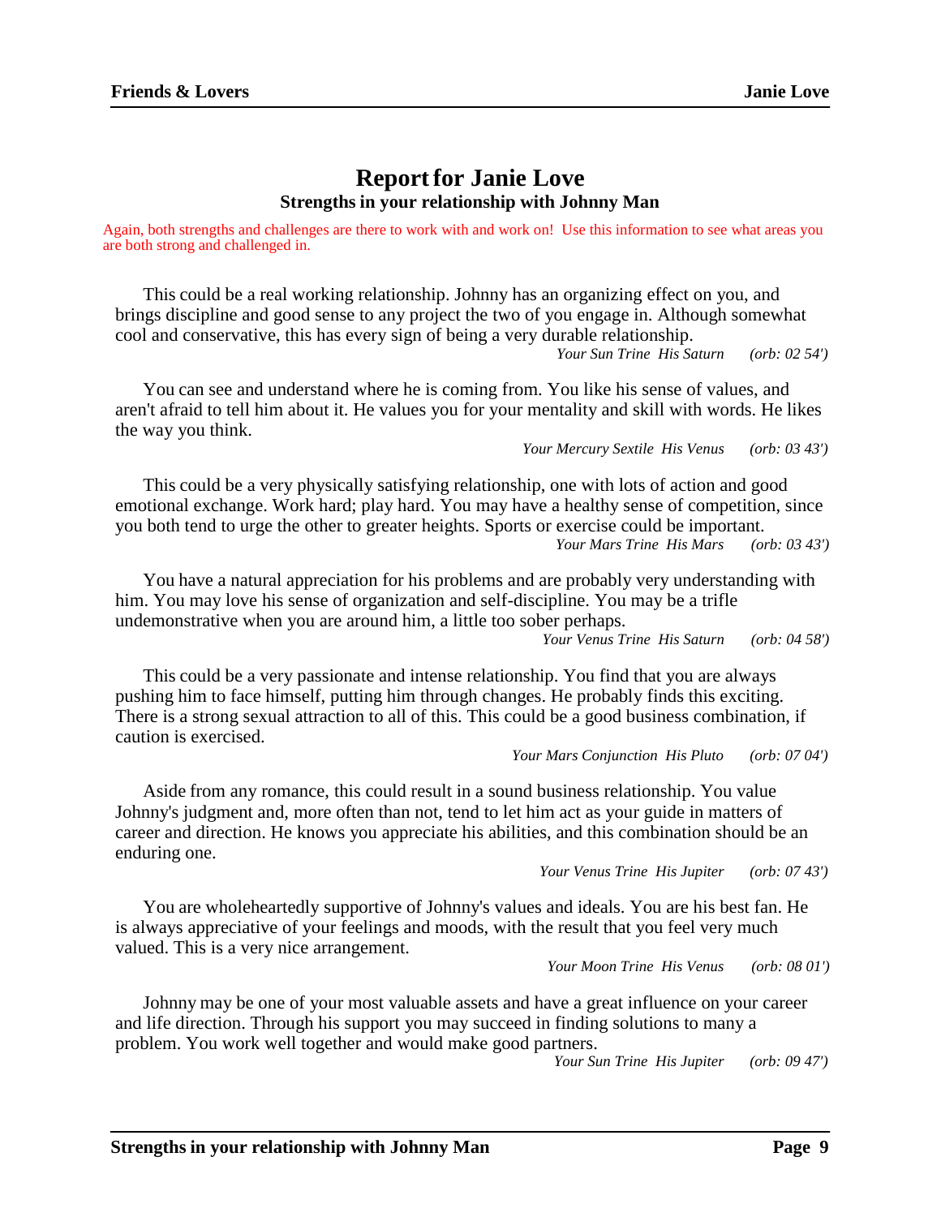# Report for Janie Love

## Strengths in your relationship with Johnny Man

Again, both strengths and challenges are there to work with and work on! Use this information to see what areas you are both strong and challenged in.

This could be a real working relationship. Johnny has an organizing effect on you, and brings discipline and good sense to any project the two of you engage in. Although somewhat cool and conservative, this has every sign of being a very durable relationship.

*Your Sun Trine His Saturn (orb: 02 54')*

You can see and understand where he is coming from. You like his sense of values, and aren't afraid to tell him about it. He values you for your mentality and skill with words. He likes the way you think.

*Your Mercury Sextile His Venus (orb: 03 43')*

This could be a very physically satisfying relationship, one with lots of action and good emotional exchange. Work hard; play hard. You may have a healthy sense of competition, since you both tend to urge the other to greater heights. Sports or exercise could be important.

*Your Mars Trine His Mars (orb: 03 43')*

You have a natural appreciation for his problems and are probably very understanding with him. You may love his sense of organization and self-discipline. You may be a trifle undemonstrative when you are around him, a little too sober perhaps.

*Your Venus Trine His Saturn (orb: 04 58')*

This could be a very passionate and intense relationship. You find that you are always pushing him to face himself, putting him through changes. He probably finds this exciting. There is a strong sexual attraction to all of this. This could be a good business combination, if caution is exercised.

*Your Mars Conjunction His Pluto (orb: 07 04')*

Aside from any romance, this could result in a sound business relationship. You value Johnny's judgment and, more often than not, tend to let him act as your guide in matters of career and direction. He knows you appreciate his abilities, and this combination should be an enduring one.

*Your Venus Trine His Jupiter (orb: 07 43')*

You are wholeheartedly supportive of Johnny's values and ideals. You are his best fan. He is always appreciative of your feelings and moods, with the result that you feel very much valued. This is a very nice arrangement.

*Your Moon Trine His Venus (orb: 08 01')*

Johnny may be one of your most valuable assets and have a great influence on your career and life direction. Through his support you may succeed in finding solutions to many a problem. You work well together and would make good partners.

*Your Sun Trine His Jupiter (orb: 09 47')*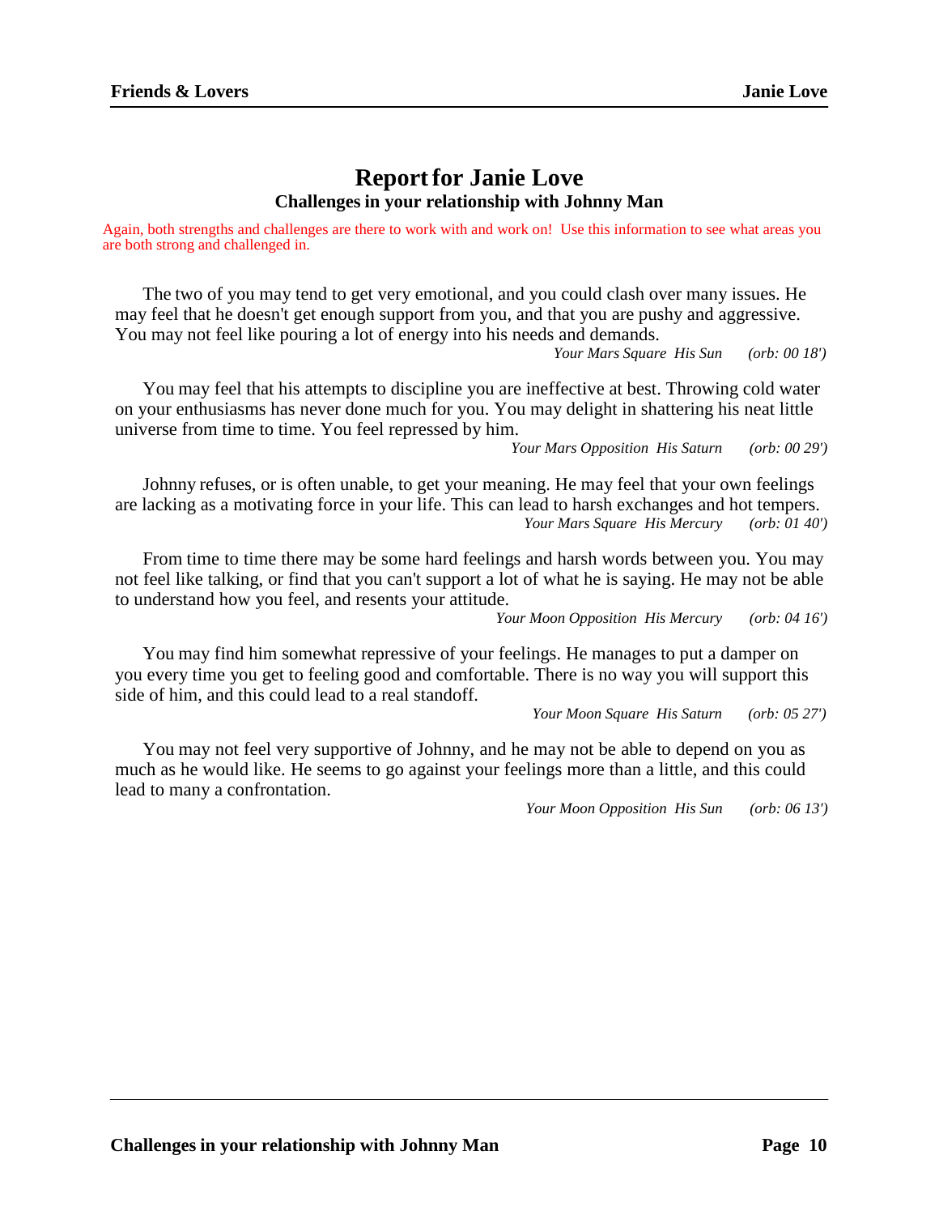# Report for Janie Love

## Challenges in your relationship with Johnny Man

Again, both strengths and challenges are there to work with and work on! Use this information to see what areas you are both strong and challenged in.

The two of you may tend to get very emotional, and you could clash over many issues. He may feel that he doesn't get enough support from you, and that you are pushy and aggressive. You may not feel like pouring a lot of energy into his needs and demands.

*Your Mars Square His Sun (orb: 00 18')*

You may feel that his attempts to discipline you are ineffective at best. Throwing cold water on your enthusiasms has never done much for you. You may delight in shattering his neat little universe from time to time. You feel repressed by him.

*Your Mars Opposition His Saturn (orb: 00 29')*

Johnny refuses, or is often unable, to get your meaning. He may feel that your own feelings are lacking as a motivating force in your life. This can lead to harsh exchanges and hot tempers.

*Your Mars Square His Mercury (orb: 01 40')*

From time to time there may be some hard feelings and harsh words between you. You may not feel like talking, or find that you can't support a lot of what he is saying. He may not be able to understand how you feel, and resents your attitude.

*Your Moon Opposition His Mercury (orb: 04 16')*

You may find him somewhat repressive of your feelings. He manages to put a damper on you every time you get to feeling good and comfortable. There is no way you will support this side of him, and this could lead to a real standoff.

*Your Moon Square His Saturn (orb: 05 27')*

You may not feel very supportive of Johnny, and he may not be able to depend on you as much as he would like. He seems to go against your feelings more than a little, and this could lead to many a confrontation.

*Your Moon Opposition His Sun (orb: 06 13')*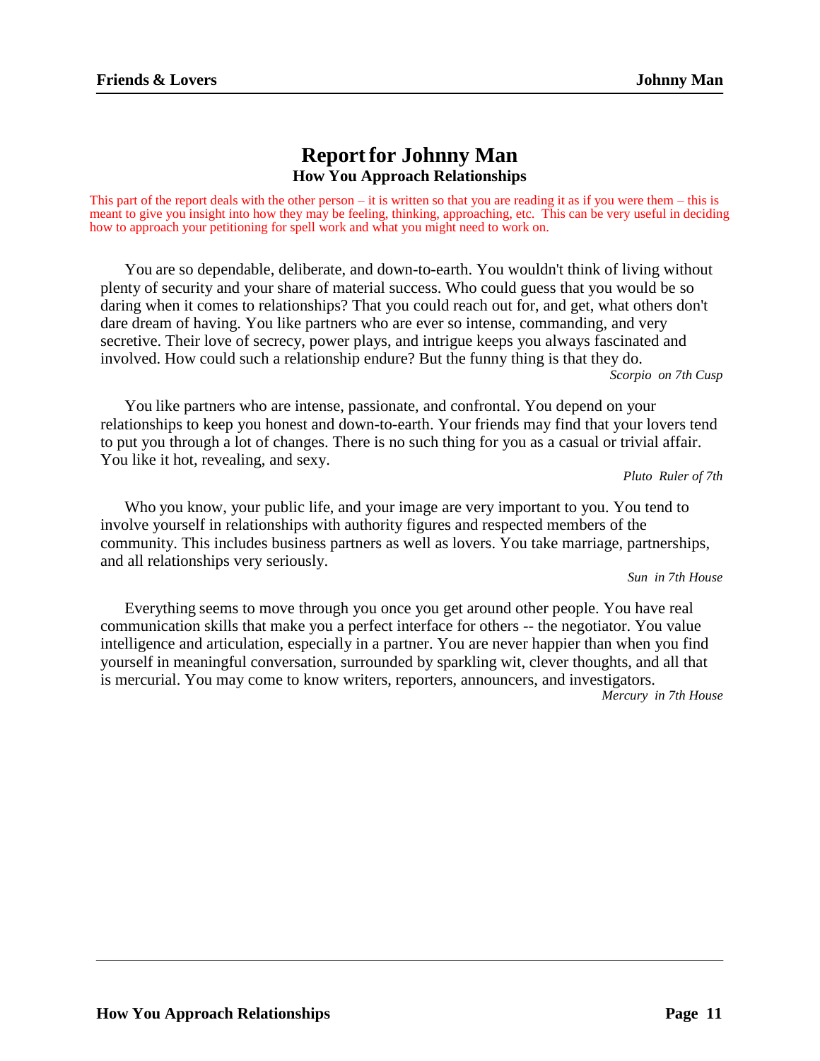# Report for Johnny Man

## How You Approach Relationships

This part of the report deals with the other person – it is written so that you are reading it as if you were them – this is meant to give you insight into how they may be feeling, thinking, approaching, etc. This can be very useful in deciding how to approach your petitioning for spell work and what you might need to work on.

You are so dependable, deliberate, and down-to-earth. You wouldn't think of living without plenty of security and your share of material success. Who could guess that you would be so daring when it comes to relationships? That you could reach out for, and get, what others don't dare dream of having. You like partners who are ever so intense, commanding, and very secretive. Their love of secrecy, power plays, and intrigue keeps you always fascinated and involved. How could such a relationship endure? But the funny thing is that they do.

*Scorpio on 7th Cusp*

You like partners who are intense, passionate, and confrontal. You depend on your relationships to keep you honest and down-to-earth. Your friends may find that your lovers tend to put you through a lot of changes. There is no such thing for you as a casual or trivial affair. You like it hot, revealing, and sexy.

*Pluto Ruler of 7th*

Who you know, your public life, and your image are very important to you. You tend to involve yourself in relationships with authority figures and respected members of the community. This includes business partners as well as lovers. You take marriage, partnerships, and all relationships very seriously.

*Sun in 7th House*

Everything seems to move through you once you get around other people. You have real communication skills that make you a perfect interface for others -- the negotiator. You value intelligence and articulation, especially in a partner. You are never happier than when you find yourself in meaningful conversation, surrounded by sparkling wit, clever thoughts, and all that is mercurial. You may come to know writers, reporters, announcers, and investigators.

*Mercury in 7th House*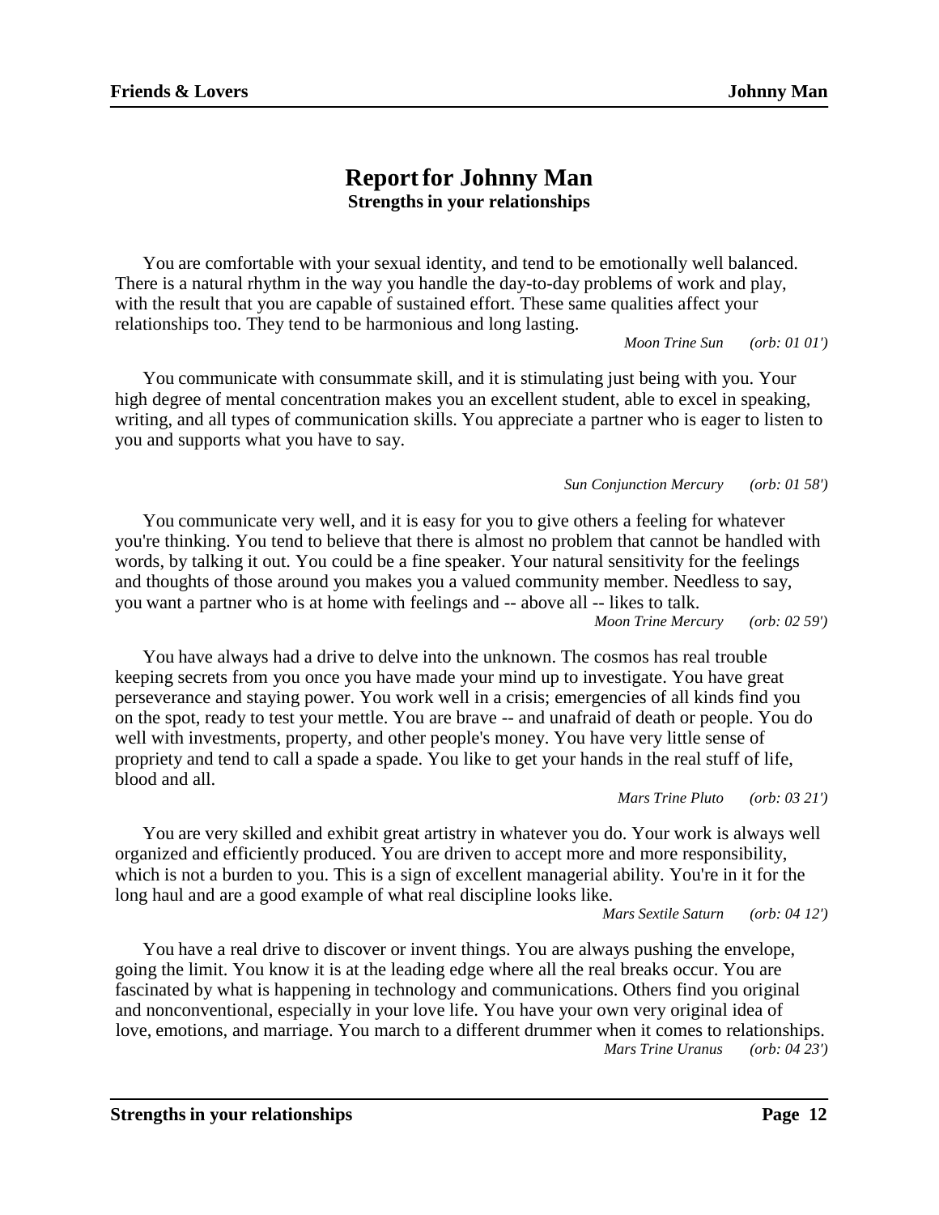# Report for Johnny Man

## Strengths in your relationships

You are comfortable with your sexual identity, and tend to be emotionally well balanced. There is a natural rhythm in the way you handle the day-to-day problems of work and play, with the result that you are capable of sustained effort. These same qualities affect your relationships too. They tend to be harmonious and long lasting.

*Moon Trine Sun (orb: 01 01')*

You communicate with consummate skill, and it is stimulating just being with you. Your high degree of mental concentration makes you an excellent student, able to excel in speaking, writing, and all types of communication skills. You appreciate a partner who is eager to listen to you and supports what you have to say.

*Sun Conjunction Mercury (orb: 01 58')*

You communicate very well, and it is easy for you to give others a feeling for whatever you're thinking. You tend to believe that there is almost no problem that cannot be handled with words, by talking it out. You could be a fine speaker. Your natural sensitivity for the feelings and thoughts of those around you makes you a valued community member. Needless to say, you want a partner who is at home with feelings and -- above all -- likes to talk.

*Moon Trine Mercury (orb: 02 59')*

You have always had a drive to delve into the unknown. The cosmos has real trouble keeping secrets from you once you have made your mind up to investigate. You have great perseverance and staying power. You work well in a crisis; emergencies of all kinds find you on the spot, ready to test your mettle. You are brave -- and unafraid of death or people. You do well with investments, property, and other people's money. You have very little sense of propriety and tend to call a spade a spade. You like to get your hands in the real stuff of life, blood and all.

*Mars Trine Pluto (orb: 03 21')*

You are very skilled and exhibit great artistry in whatever you do. Your work is always well organized and efficiently produced. You are driven to accept more and more responsibility, which is not a burden to you. This is a sign of excellent managerial ability. You're in it for the long haul and are a good example of what real discipline looks like.

*Mars Sextile Saturn (orb: 04 12')*

You have a real drive to discover or invent things. You are always pushing the envelope, going the limit. You know it is at the leading edge where all the real breaks occur. You are fascinated by what is happening in technology and communications. Others find you original and nonconventional, especially in your love life. You have your own very original idea of love, emotions, and marriage. You march to a different drummer when it comes to relationships.

*Mars Trine Uranus (orb: 04 23')*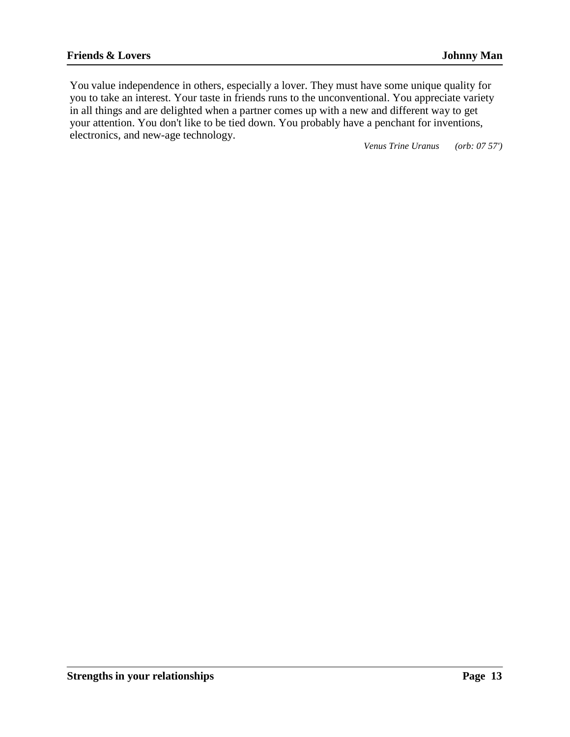You value independence in others, especially a lover. They must have some unique quality for you to take an interest. Your taste in friends runs to the unconventional. You appreciate variety in all things and are delighted when a partner comes up with a new and different way to get your attention. You don't like to be tied down. You probably have a penchant for inventions, electronics, and new-age technology.

*Venus Trine Uranus (orb: 07 57')*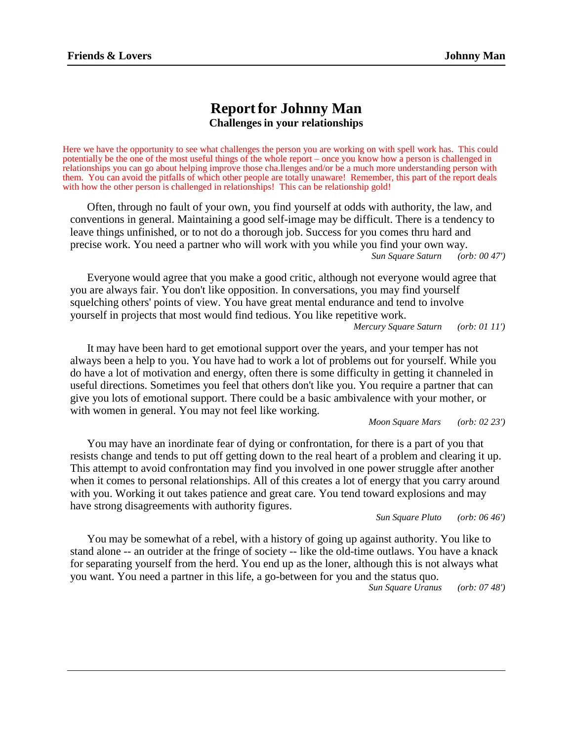# Report for Johnny Man
## Challenges in your relationships

Here we have the opportunity to see what challenges the person you are working on with spell work has. This could potentially be the one of the most useful things of the whole report – once you know how a person is challenged in relationships you can go about helping improve those cha.llenges and/or be a much more understanding person with them. You can avoid the pitfalls of which other people are totally unaware! Remember, this part of the report deals with how the other person is challenged in relationships! This can be relationship gold!

Often, through no fault of your own, you find yourself at odds with authority, the law, and conventions in general. Maintaining a good self-image may be difficult. There is a tendency to leave things unfinished, or to not do a thorough job. Success for you comes thru hard and precise work. You need a partner who will work with you while you find your own way.

*Sun Square Saturn (orb: 00 47')*

Everyone would agree that you make a good critic, although not everyone would agree that you are always fair. You don't like opposition. In conversations, you may find yourself squelching others' points of view. You have great mental endurance and tend to involve yourself in projects that most would find tedious. You like repetitive work.

*Mercury Square Saturn (orb: 01 11')*

It may have been hard to get emotional support over the years, and your temper has not always been a help to you. You have had to work a lot of problems out for yourself. While you do have a lot of motivation and energy, often there is some difficulty in getting it channeled in useful directions. Sometimes you feel that others don't like you. You require a partner that can give you lots of emotional support. There could be a basic ambivalence with your mother, or with women in general. You may not feel like working.

*Moon Square Mars (orb: 02 23')*

You may have an inordinate fear of dying or confrontation, for there is a part of you that resists change and tends to put off getting down to the real heart of a problem and clearing it up. This attempt to avoid confrontation may find you involved in one power struggle after another when it comes to personal relationships. All of this creates a lot of energy that you carry around with you. Working it out takes patience and great care. You tend toward explosions and may have strong disagreements with authority figures.

*Sun Square Pluto (orb: 06 46')*

You may be somewhat of a rebel, with a history of going up against authority. You like to stand alone -- an outrider at the fringe of society -- like the old-time outlaws. You have a knack for separating yourself from the herd. You end up as the loner, although this is not always what you want. You need a partner in this life, a go-between for you and the status quo.

*Sun Square Uranus (orb: 07 48')*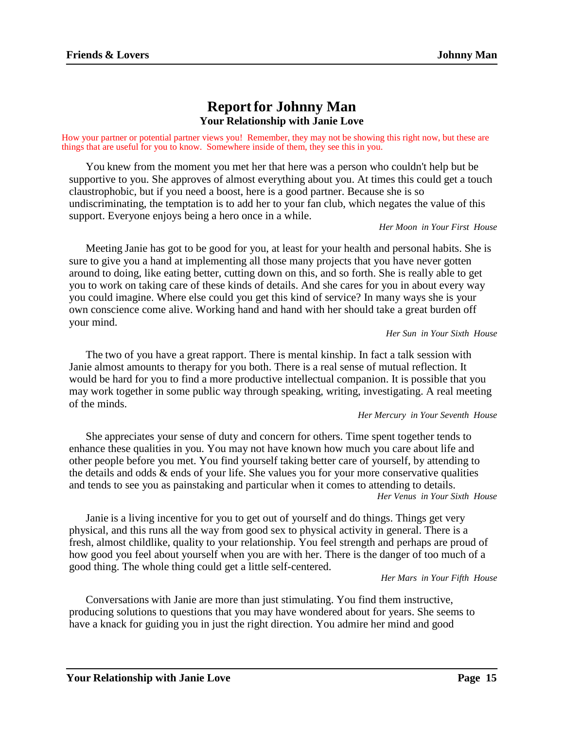# Report for Johnny Man

## Your Relationship with Janie Love

How your partner or potential partner views you! Remember, they may not be showing this right now, but these are things that are useful for you to know. Somewhere inside of them, they see this in you.

You knew from the moment you met her that here was a person who couldn't help but be supportive to you. She approves of almost everything about you. At times this could get a touch claustrophobic, but if you need a boost, here is a good partner. Because she is so undiscriminating, the temptation is to add her to your fan club, which negates the value of this support. Everyone enjoys being a hero once in a while.

*Her Moon in Your First House*

Meeting Janie has got to be good for you, at least for your health and personal habits. She is sure to give you a hand at implementing all those many projects that you have never gotten around to doing, like eating better, cutting down on this, and so forth. She is really able to get you to work on taking care of these kinds of details. And she cares for you in about every way you could imagine. Where else could you get this kind of service? In many ways she is your own conscience come alive. Working hand and hand with her should take a great burden off your mind.

*Her Sun in Your Sixth House*

The two of you have a great rapport. There is mental kinship. In fact a talk session with Janie almost amounts to therapy for you both. There is a real sense of mutual reflection. It would be hard for you to find a more productive intellectual companion. It is possible that you may work together in some public way through speaking, writing, investigating. A real meeting of the minds.

*Her Mercury in Your Seventh House*

She appreciates your sense of duty and concern for others. Time spent together tends to enhance these qualities in you. You may not have known how much you care about life and other people before you met. You find yourself taking better care of yourself, by attending to the details and odds & ends of your life. She values you for your more conservative qualities and tends to see you as painstaking and particular when it comes to attending to details.

*Her Venus in Your Sixth House*

Janie is a living incentive for you to get out of yourself and do things. Things get very physical, and this runs all the way from good sex to physical activity in general. There is a fresh, almost childlike, quality to your relationship. You feel strength and perhaps are proud of how good you feel about yourself when you are with her. There is the danger of too much of a good thing. The whole thing could get a little self-centered.

*Her Mars in Your Fifth House*

Conversations with Janie are more than just stimulating. You find them instructive, producing solutions to questions that you may have wondered about for years. She seems to have a knack for guiding you in just the right direction. You admire her mind and good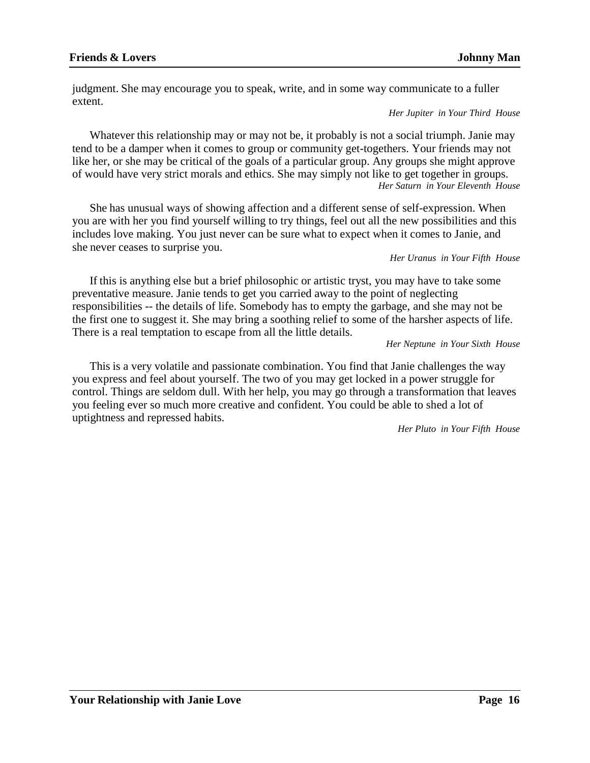judgment. She may encourage you to speak, write, and in some way communicate to a fuller extent.

*Her Jupiter in Your Third House*

Whatever this relationship may or may not be, it probably is not a social triumph. Janie may tend to be a damper when it comes to group or community get-togethers. Your friends may not like her, or she may be critical of the goals of a particular group. Any groups she might approve of would have very strict morals and ethics. She may simply not like to get together in groups.

*Her Saturn in Your Eleventh House*

She has unusual ways of showing affection and a different sense of self-expression. When you are with her you find yourself willing to try things, feel out all the new possibilities and this includes love making. You just never can be sure what to expect when it comes to Janie, and she never ceases to surprise you.

*Her Uranus in Your Fifth House*

If this is anything else but a brief philosophic or artistic tryst, you may have to take some preventative measure. Janie tends to get you carried away to the point of neglecting responsibilities -- the details of life. Somebody has to empty the garbage, and she may not be the first one to suggest it. She may bring a soothing relief to some of the harsher aspects of life. There is a real temptation to escape from all the little details.

*Her Neptune in Your Sixth House*

This is a very volatile and passionate combination. You find that Janie challenges the way you express and feel about yourself. The two of you may get locked in a power struggle for control. Things are seldom dull. With her help, you may go through a transformation that leaves you feeling ever so much more creative and confident. You could be able to shed a lot of uptightness and repressed habits.

*Her Pluto in Your Fifth House*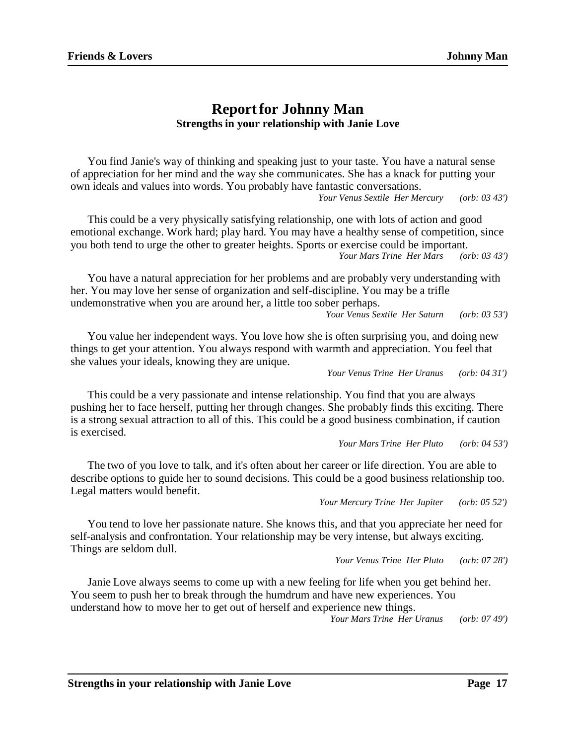# Report for Johnny Man

## Strengths in your relationship with Janie Love

You find Janie's way of thinking and speaking just to your taste. You have a natural sense of appreciation for her mind and the way she communicates. She has a knack for putting your own ideals and values into words. You probably have fantastic conversations.

*Your Venus Sextile Her Mercury (orb: 03 43')*

This could be a very physically satisfying relationship, one with lots of action and good emotional exchange. Work hard; play hard. You may have a healthy sense of competition, since you both tend to urge the other to greater heights. Sports or exercise could be important.

*Your Mars Trine Her Mars (orb: 03 43')*

You have a natural appreciation for her problems and are probably very understanding with her. You may love her sense of organization and self-discipline. You may be a trifle undemonstrative when you are around her, a little too sober perhaps.

*Your Venus Sextile Her Saturn (orb: 03 53')*

You value her independent ways. You love how she is often surprising you, and doing new things to get your attention. You always respond with warmth and appreciation. You feel that she values your ideals, knowing they are unique.

*Your Venus Trine Her Uranus (orb: 04 31')*

This could be a very passionate and intense relationship. You find that you are always pushing her to face herself, putting her through changes. She probably finds this exciting. There is a strong sexual attraction to all of this. This could be a good business combination, if caution is exercised.

*Your Mars Trine Her Pluto (orb: 04 53')*

The two of you love to talk, and it's often about her career or life direction. You are able to describe options to guide her to sound decisions. This could be a good business relationship too. Legal matters would benefit.

*Your Mercury Trine Her Jupiter (orb: 05 52')*

You tend to love her passionate nature. She knows this, and that you appreciate her need for self-analysis and confrontation. Your relationship may be very intense, but always exciting. Things are seldom dull.

*Your Venus Trine Her Pluto (orb: 07 28')*

Janie Love always seems to come up with a new feeling for life when you get behind her. You seem to push her to break through the humdrum and have new experiences. You understand how to move her to get out of herself and experience new things.

*Your Mars Trine Her Uranus (orb: 07 49')*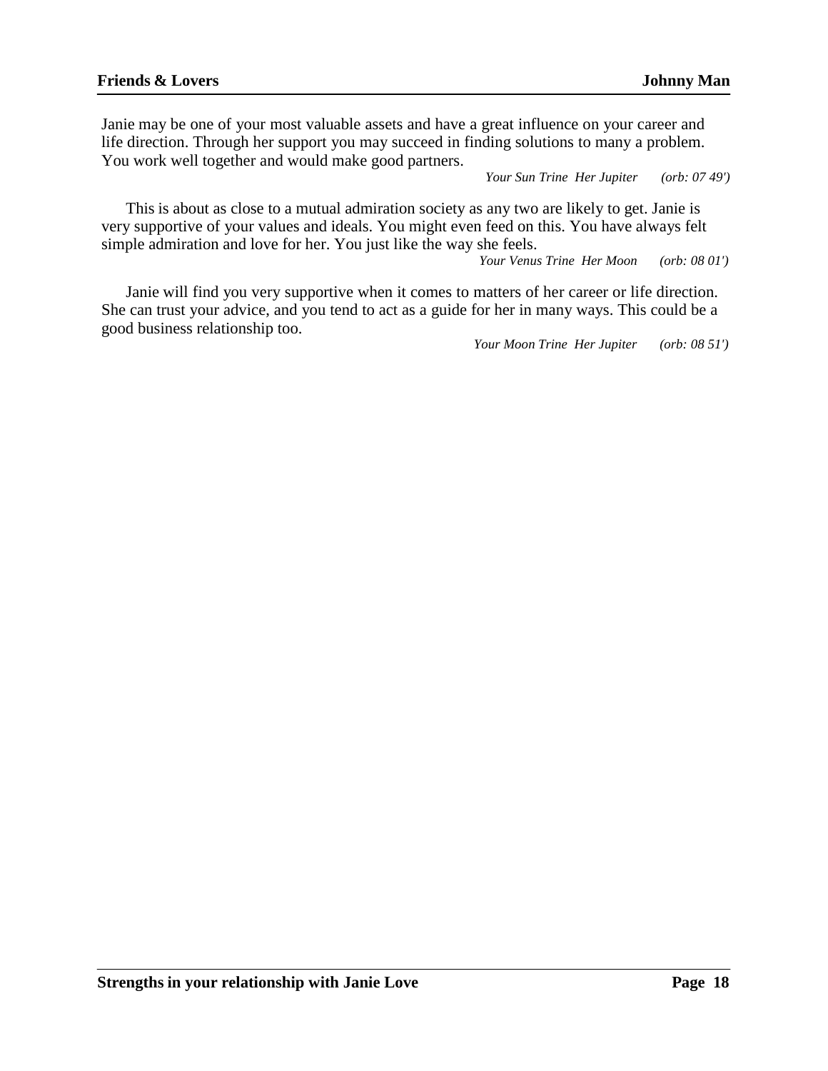Janie may be one of your most valuable assets and have a great influence on your career and life direction. Through her support you may succeed in finding solutions to many a problem. You work well together and would make good partners.

*Your Sun Trine Her Jupiter (orb: 07 49')*

This is about as close to a mutual admiration society as any two are likely to get. Janie is very supportive of your values and ideals. You might even feed on this. You have always felt simple admiration and love for her. You just like the way she feels.

*Your Venus Trine Her Moon (orb: 08 01')*

Janie will find you very supportive when it comes to matters of her career or life direction. She can trust your advice, and you tend to act as a guide for her in many ways. This could be a good business relationship too.

*Your Moon Trine Her Jupiter (orb: 08 51')*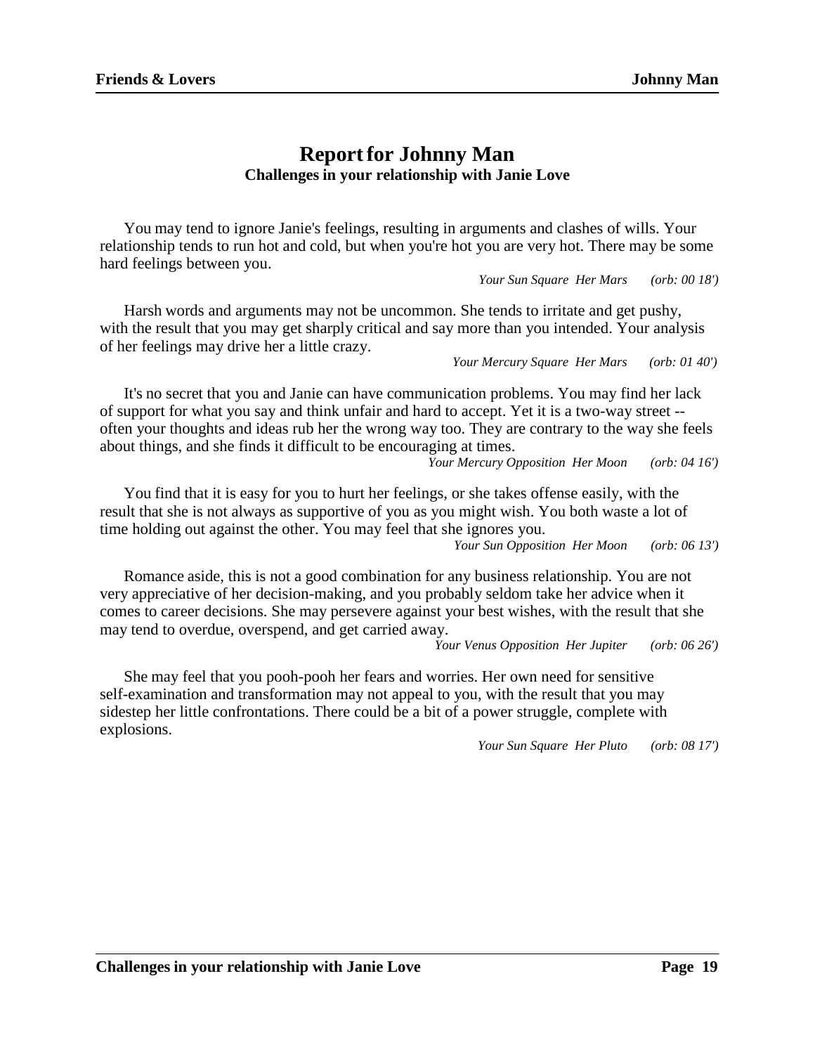# Report for Johnny Man

**Challenges in your relationship with Janie Love**

You may tend to ignore Janie's feelings, resulting in arguments and clashes of wills. Your relationship tends to run hot and cold, but when you're hot you are very hot. There may be some hard feelings between you.

*Your Sun Square Her Mars (orb: 00 18')*

Harsh words and arguments may not be uncommon. She tends to irritate and get pushy, with the result that you may get sharply critical and say more than you intended. Your analysis of her feelings may drive her a little crazy.

*Your Mercury Square Her Mars (orb: 01 40')*

It's no secret that you and Janie can have communication problems. You may find her lack of support for what you say and think unfair and hard to accept. Yet it is a two-way street -- often your thoughts and ideas rub her the wrong way too. They are contrary to the way she feels about things, and she finds it difficult to be encouraging at times.

*Your Mercury Opposition Her Moon (orb: 04 16')*

You find that it is easy for you to hurt her feelings, or she takes offense easily, with the result that she is not always as supportive of you as you might wish. You both waste a lot of time holding out against the other. You may feel that she ignores you.

*Your Sun Opposition Her Moon (orb: 06 13')*

Romance aside, this is not a good combination for any business relationship. You are not very appreciative of her decision-making, and you probably seldom take her advice when it comes to career decisions. She may persevere against your best wishes, with the result that she may tend to overdue, overspend, and get carried away.

*Your Venus Opposition Her Jupiter (orb: 06 26')*

She may feel that you pooh-pooh her fears and worries. Her own need for sensitive self-examination and transformation may not appeal to you, with the result that you may sidestep her little confrontations. There could be a bit of a power struggle, complete with explosions.

*Your Sun Square Her Pluto (orb: 08 17')*